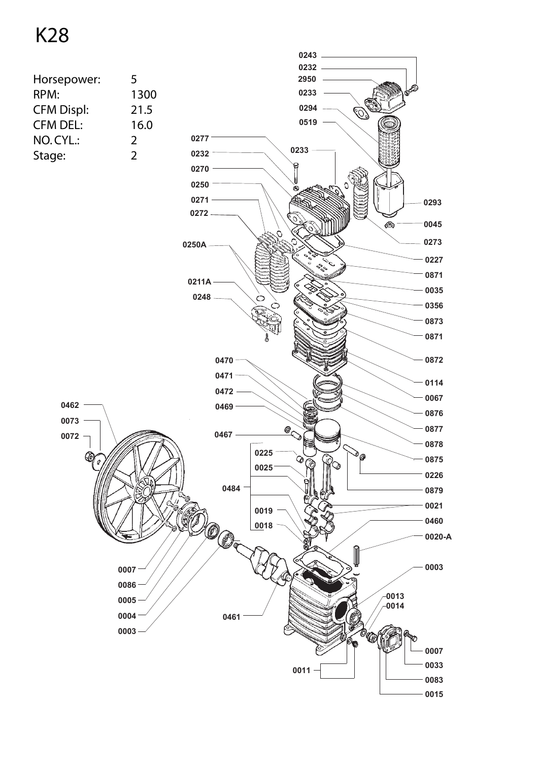# K28

| | |
|---|---|
| Horsepower: | 5 |
| RPM: | 1300 |
| CFM Displ: | 21.5 |
| CFM DEL: | 16.0 |
| NO. CYL.: | 2 |
| Stage: | 2 |

0243
0232
2950
0233
0294
0519
0277
0232
0233
0270
0250
0271
0272
0293
0045
0273
0250A
0227
0871
0211A
0035
0248
0356
0873
0871
0872
0470
0114
0471
0067
0472
0462
0876
0469
0073
0877
0467
0072
0878
0225
0875
0025
0226
0484
0879
0021
0019
0460
0018
0020-A
0003
0007
0086
0013
0014
0005
0004
0461
0003
0007
0033
0011
0083
0015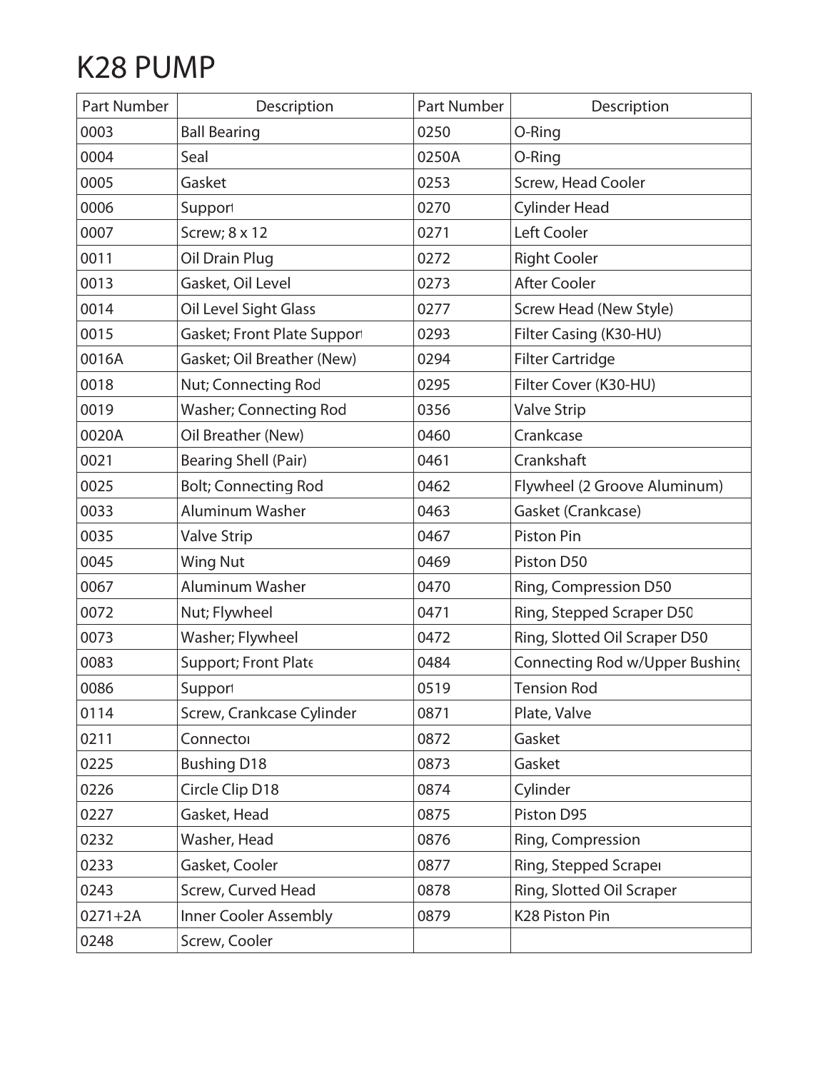# K28 PUMP

| Part Number | Description | Part Number | Description |
|---|---|---|---|
| 0003 | Ball Bearing | 0250 | O-Ring |
| 0004 | Seal | 0250A | O-Ring |
| 0005 | Gasket | 0253 | Screw, Head Cooler |
| 0006 | Support | 0270 | Cylinder Head |
| 0007 | Screw; 8 x 12 | 0271 | Left Cooler |
| 0011 | Oil Drain Plug | 0272 | Right Cooler |
| 0013 | Gasket, Oil Level | 0273 | After Cooler |
| 0014 | Oil Level Sight Glass | 0277 | Screw Head (New Style) |
| 0015 | Gasket; Front Plate Support | 0293 | Filter Casing (K30-HU) |
| 0016A | Gasket; Oil Breather (New) | 0294 | Filter Cartridge |
| 0018 | Nut; Connecting Rod | 0295 | Filter Cover (K30-HU) |
| 0019 | Washer; Connecting Rod | 0356 | Valve Strip |
| 0020A | Oil Breather (New) | 0460 | Crankcase |
| 0021 | Bearing Shell (Pair) | 0461 | Crankshaft |
| 0025 | Bolt; Connecting Rod | 0462 | Flywheel (2 Groove Aluminum) |
| 0033 | Aluminum Washer | 0463 | Gasket (Crankcase) |
| 0035 | Valve Strip | 0467 | Piston Pin |
| 0045 | Wing Nut | 0469 | Piston D50 |
| 0067 | Aluminum Washer | 0470 | Ring, Compression D50 |
| 0072 | Nut; Flywheel | 0471 | Ring, Stepped Scraper D50 |
| 0073 | Washer; Flywheel | 0472 | Ring, Slotted Oil Scraper D50 |
| 0083 | Support; Front Plate | 0484 | Connecting Rod w/Upper Bushing |
| 0086 | Support | 0519 | Tension Rod |
| 0114 | Screw, Crankcase Cylinder | 0871 | Plate, Valve |
| 0211 | Connector | 0872 | Gasket |
| 0225 | Bushing D18 | 0873 | Gasket |
| 0226 | Circle Clip D18 | 0874 | Cylinder |
| 0227 | Gasket, Head | 0875 | Piston D95 |
| 0232 | Washer, Head | 0876 | Ring, Compression |
| 0233 | Gasket, Cooler | 0877 | Ring, Stepped Scraper |
| 0243 | Screw, Curved Head | 0878 | Ring, Slotted Oil Scraper |
| 0271+2A | Inner Cooler Assembly | 0879 | K28 Piston Pin |
| 0248 | Screw, Cooler | | |